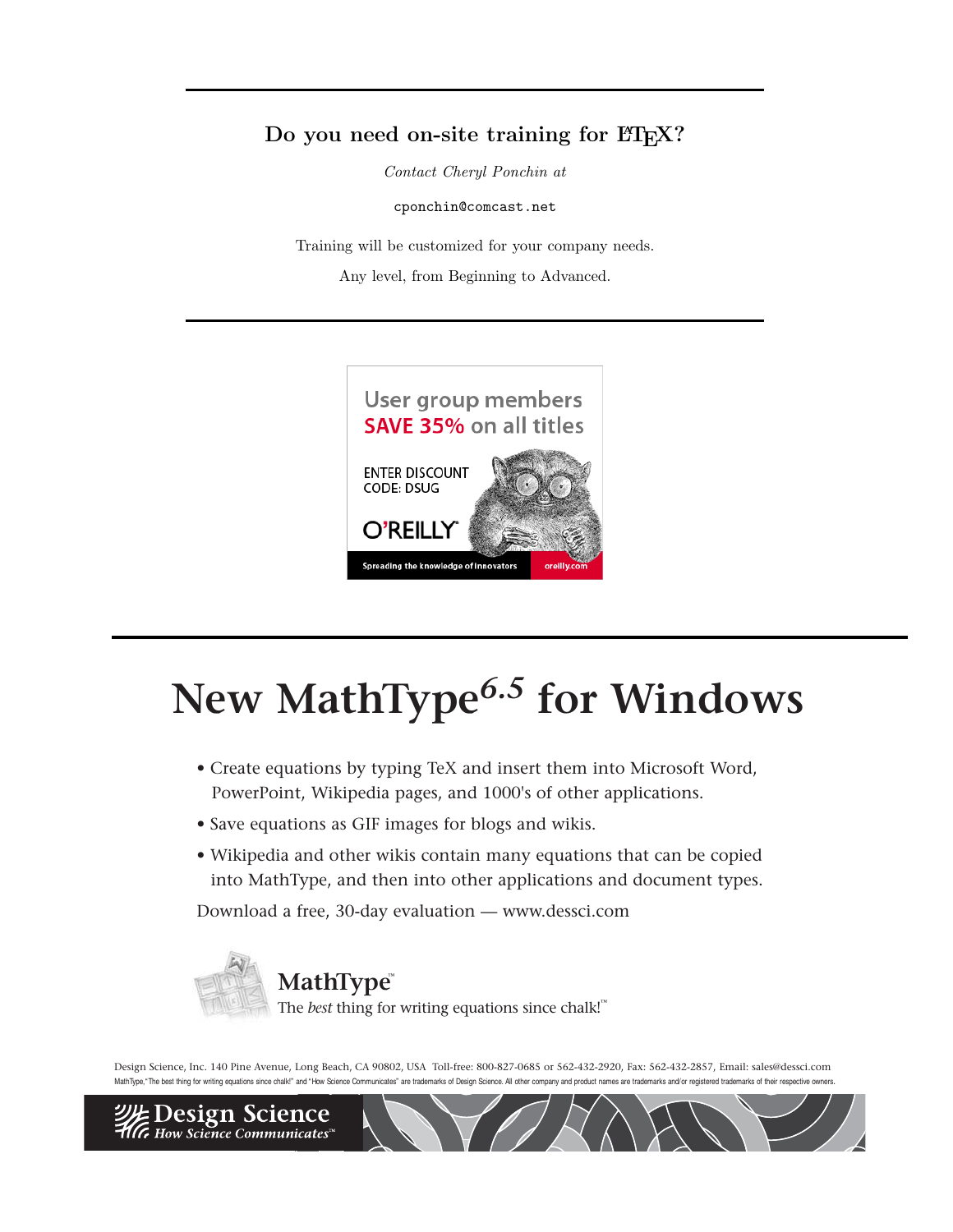## Do you need on-site training for LaTeX?

*Contact Cheryl Ponchin at*

cponchin@comcast.net

Training will be customized for your company needs.

Any level, from Beginning to Advanced.

---

User group members
**SAVE 35%** on all titles

ENTER DISCOUNT
CODE: DSUG

O'REILLY

Spreading the knowledge of innovators oreilly.com

---

# New MathType*6.5* for Windows

- Create equations by typing TeX and insert them into Microsoft Word, PowerPoint, Wikipedia pages, and 1000's of other applications.
- Save equations as GIF images for blogs and wikis.
- Wikipedia and other wikis contain many equations that can be copied into MathType, and then into other applications and document types.

Download a free, 30-day evaluation — www.dessci.com

**MathType™**
The *best* thing for writing equations since chalk!™

Design Science, Inc. 140 Pine Avenue, Long Beach, CA 90802, USA Toll-free: 800-827-0685 or 562-432-2920, Fax: 562-432-2857, Email: sales@dessci.com

MathType,"The best thing for writing equations since chalk!" and "How Science Communicates" are trademarks of Design Science. All other company and product names are trademarks and/or registered trademarks of their respective owners.

**Design Science**
*How Science Communicates™*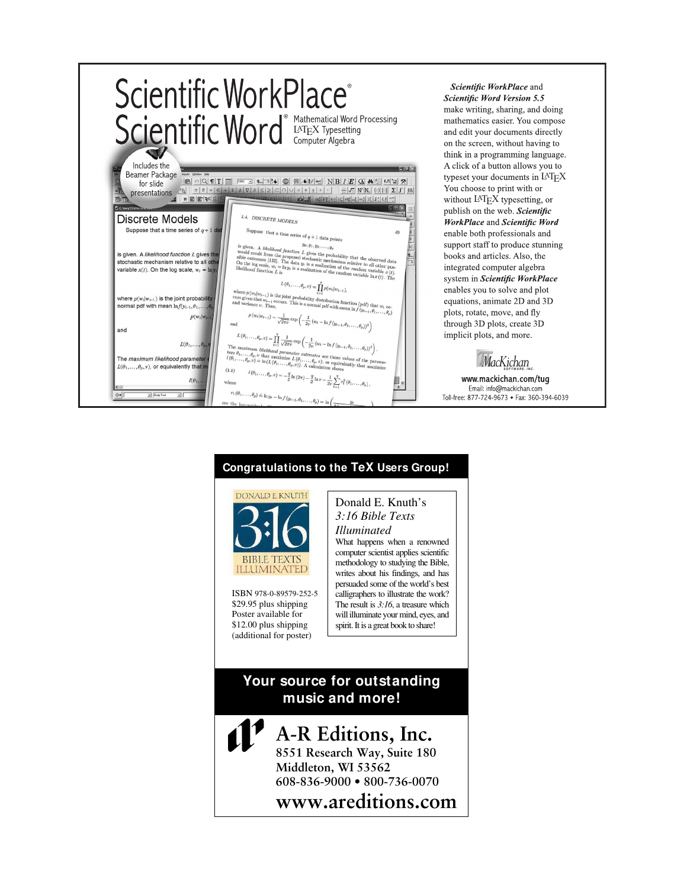# Scientific WorkPlace®
# Scientific Word®

Mathematical Word Processing
LaTeX Typesetting
Computer Algebra

Includes the Beamer Package for slide presentations

***Scientific WorkPlace*** and ***Scientific Word Version 5.5*** make writing, sharing, and doing mathematics easier. You compose and edit your documents directly on the screen, without having to think in a programming language. A click of a button allows you to typeset your documents in LaTeX. You choose to print with or without LaTeX typesetting, or publish on the web. ***Scientific WorkPlace*** and ***Scientific Word*** enable both professionals and support staff to produce stunning books and articles. Also, the integrated computer algebra system in ***Scientific WorkPlace*** enables you to solve and plot equations, animate 2D and 3D plots, rotate, move, and fly through 3D plots, create 3D implicit plots, and more.

MacKichan SOFTWARE, INC.

**www.mackichan.com/tug**
Email: info@mackichan.com
Toll-free: 877-724-9673 • Fax: 360-394-6039

---

## Congratulations to the TeX Users Group!

DONALD E. KNUTH
3:16
BIBLE TEXTS ILLUMINATED

ISBN 978-0-89579-252-5
$29.95 plus shipping
Poster available for $12.00 plus shipping (additional for poster)

Donald E. Knuth's *3:16 Bible Texts Illuminated*

What happens when a renowned computer scientist applies scientific methodology to studying the Bible, writes about his findings, and has persuaded some of the world's best calligraphers to illustrate the work? The result is *3:16*, a treasure which will illuminate your mind, eyes, and spirit. It is a great book to share!

**Your source for outstanding music and more!**

**A-R Editions, Inc.**
**8551 Research Way, Suite 180**
**Middleton, WI 53562**
**608-836-9000 • 800-736-0070**
**www.areditions.com**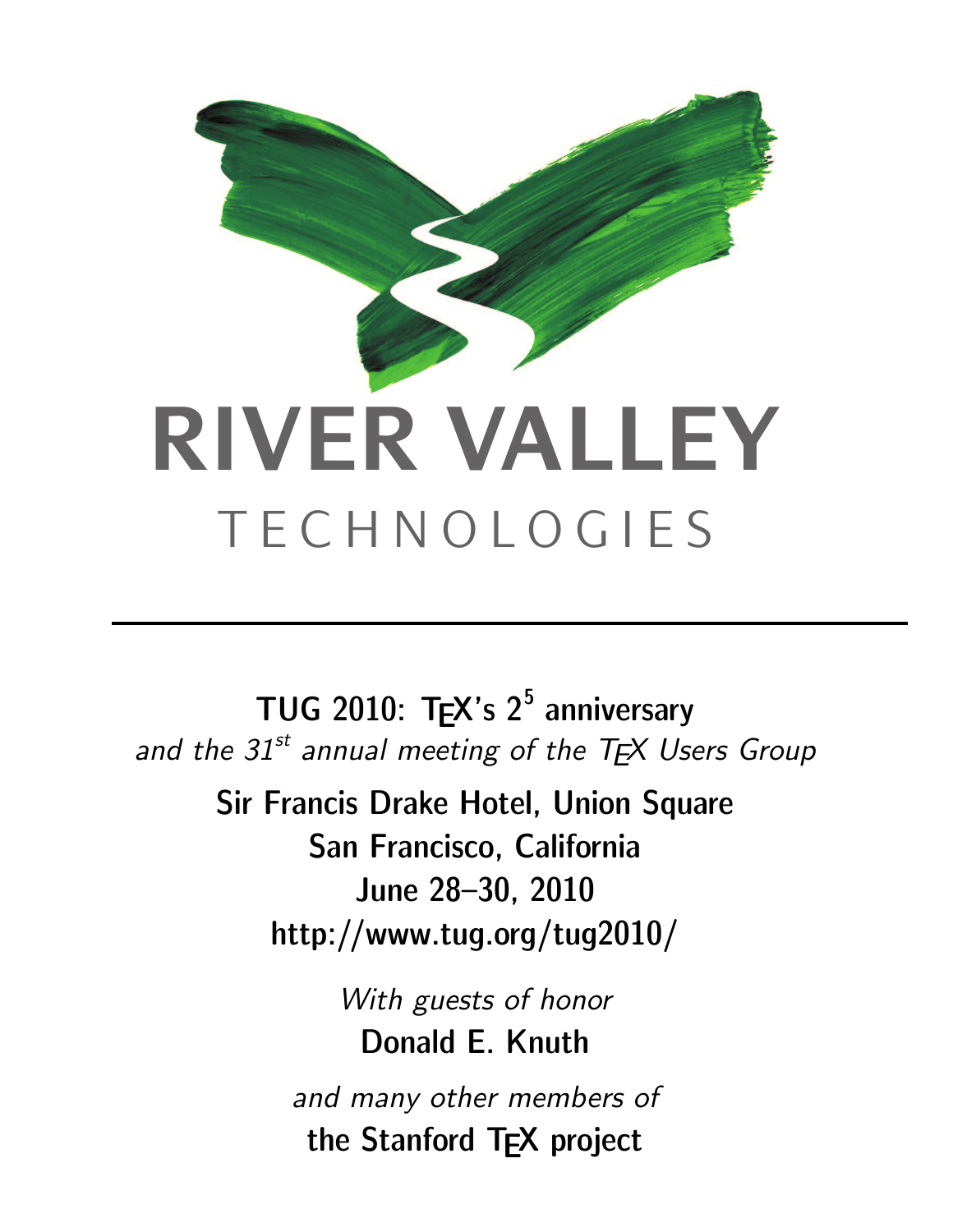RIVER VALLEY

TECHNOLOGIES

---

**TUG 2010: TEX's $2^5$ anniversary**

*and the 31st annual meeting of the TEX Users Group*

**Sir Francis Drake Hotel, Union Square**

**San Francisco, California**

**June 28–30, 2010**

**http://www.tug.org/tug2010/**

*With guests of honor*

**Donald E. Knuth**

*and many other members of*

**the Stanford TEX project**